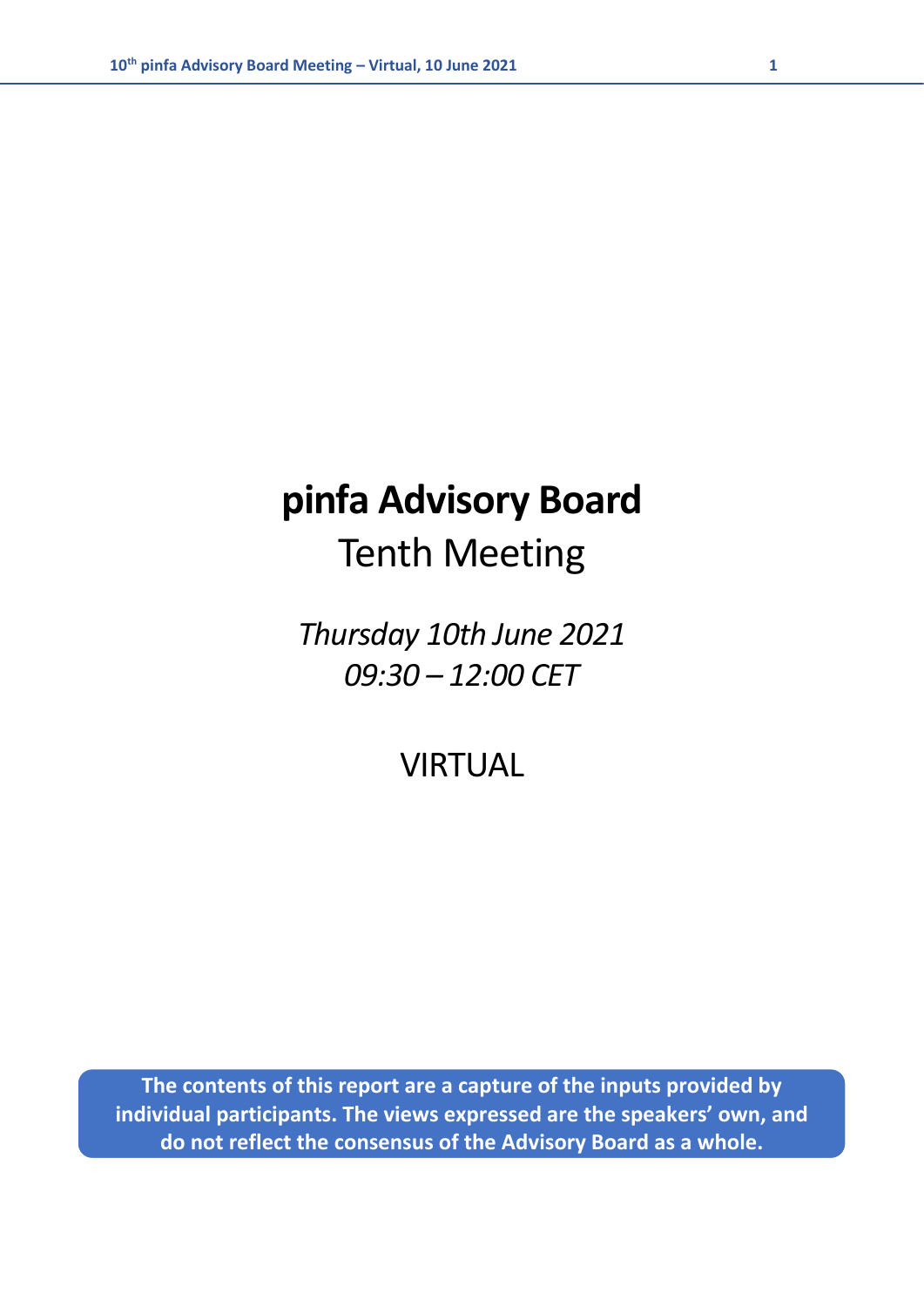# pinfa Advisory Board

## Tenth Meeting

*Thursday 10th June 2021*
*09:30 – 12:00 CET*

VIRTUAL

**The contents of this report are a capture of the inputs provided by individual participants. The views expressed are the speakers' own, and do not reflect the consensus of the Advisory Board as a whole.**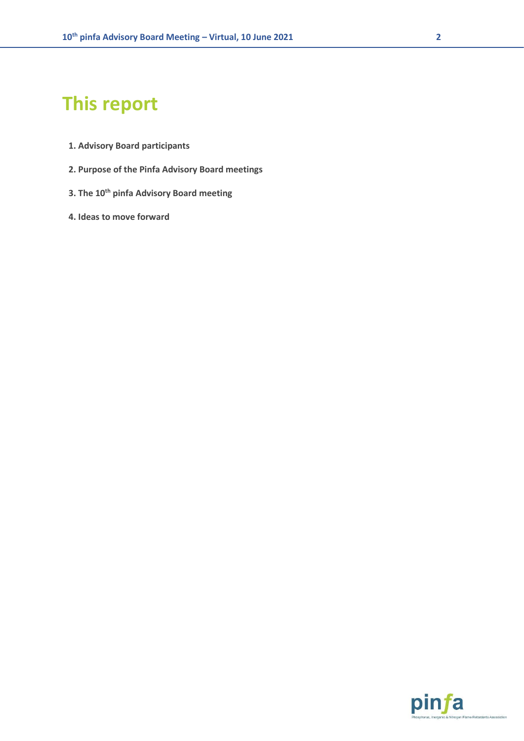# This report

1. **Advisory Board participants**
2. **Purpose of the Pinfa Advisory Board meetings**
3. **The 10th pinfa Advisory Board meeting**
4. **Ideas to move forward**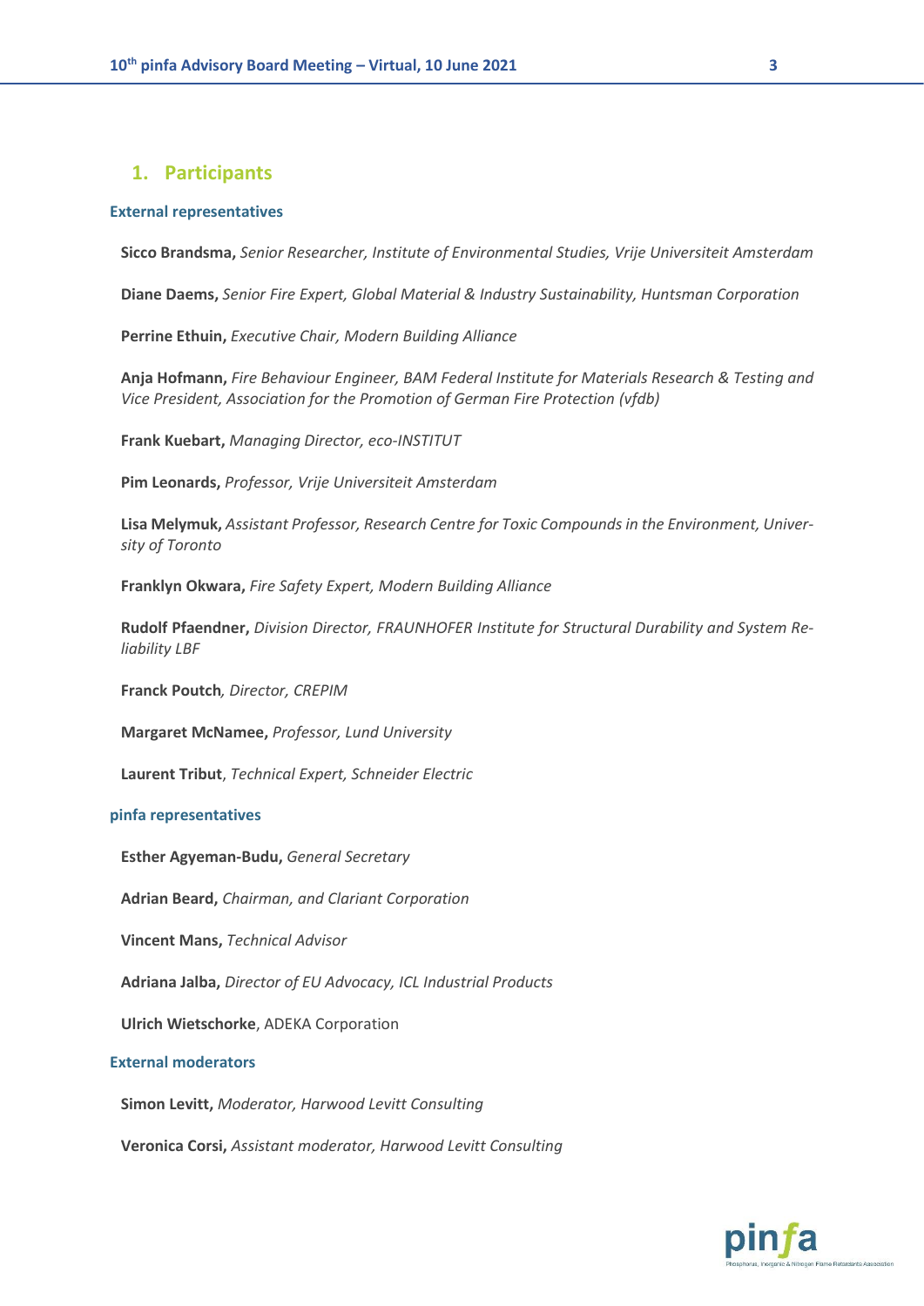## 1. Participants

### External representatives

**Sicco Brandsma,** *Senior Researcher, Institute of Environmental Studies, Vrije Universiteit Amsterdam*

**Diane Daems,** *Senior Fire Expert, Global Material & Industry Sustainability, Huntsman Corporation*

**Perrine Ethuin,** *Executive Chair, Modern Building Alliance*

**Anja Hofmann,** *Fire Behaviour Engineer, BAM Federal Institute for Materials Research & Testing and Vice President, Association for the Promotion of German Fire Protection (vfdb)*

**Frank Kuebart,** *Managing Director, eco-INSTITUT*

**Pim Leonards,** *Professor, Vrije Universiteit Amsterdam*

**Lisa Melymuk,** *Assistant Professor, Research Centre for Toxic Compounds in the Environment, University of Toronto*

**Franklyn Okwara,** *Fire Safety Expert, Modern Building Alliance*

**Rudolf Pfaendner,** *Division Director, FRAUNHOFER Institute for Structural Durability and System Reliability LBF*

**Franck Poutch***, Director, CREPIM*

**Margaret McNamee,** *Professor, Lund University*

**Laurent Tribut**, *Technical Expert, Schneider Electric*

### pinfa representatives

**Esther Agyeman-Budu,** *General Secretary*

**Adrian Beard,** *Chairman, and Clariant Corporation*

**Vincent Mans,** *Technical Advisor*

**Adriana Jalba,** *Director of EU Advocacy, ICL Industrial Products*

**Ulrich Wietschorke**, ADEKA Corporation

### External moderators

**Simon Levitt,** *Moderator, Harwood Levitt Consulting*

**Veronica Corsi,** *Assistant moderator, Harwood Levitt Consulting*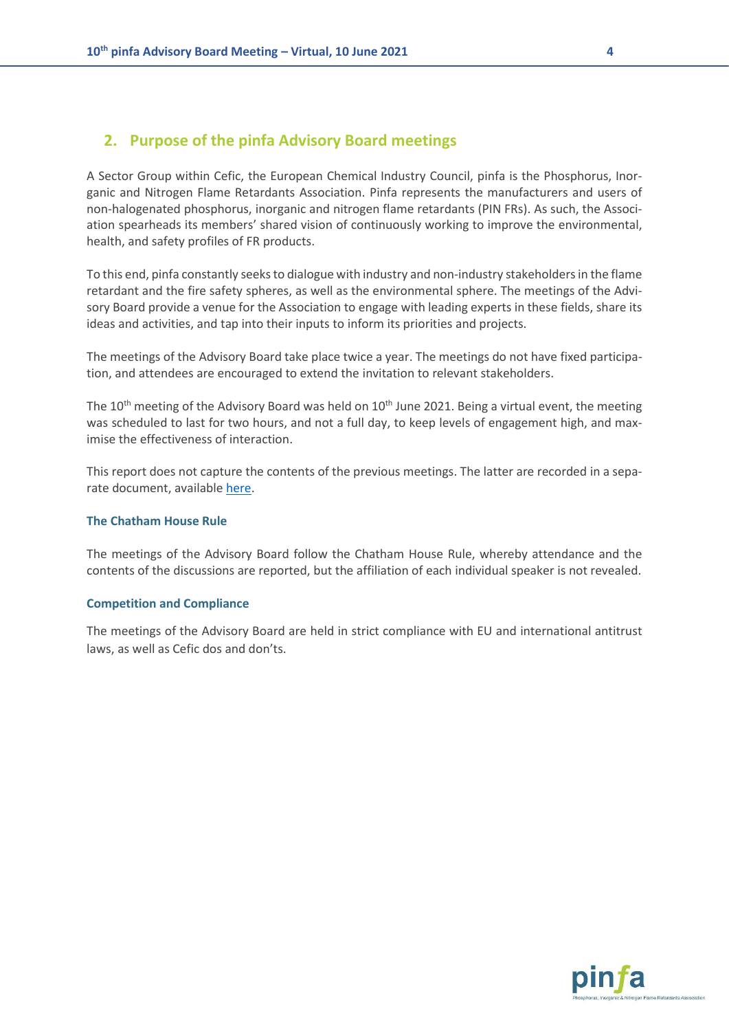## 2. Purpose of the pinfa Advisory Board meetings

A Sector Group within Cefic, the European Chemical Industry Council, pinfa is the Phosphorus, Inorganic and Nitrogen Flame Retardants Association. Pinfa represents the manufacturers and users of non-halogenated phosphorus, inorganic and nitrogen flame retardants (PIN FRs). As such, the Association spearheads its members' shared vision of continuously working to improve the environmental, health, and safety profiles of FR products.

To this end, pinfa constantly seeks to dialogue with industry and non-industry stakeholders in the flame retardant and the fire safety spheres, as well as the environmental sphere. The meetings of the Advisory Board provide a venue for the Association to engage with leading experts in these fields, share its ideas and activities, and tap into their inputs to inform its priorities and projects.

The meetings of the Advisory Board take place twice a year. The meetings do not have fixed participation, and attendees are encouraged to extend the invitation to relevant stakeholders.

The 10th meeting of the Advisory Board was held on 10th June 2021. Being a virtual event, the meeting was scheduled to last for two hours, and not a full day, to keep levels of engagement high, and maximise the effectiveness of interaction.

This report does not capture the contents of the previous meetings. The latter are recorded in a separate document, available here.

### The Chatham House Rule

The meetings of the Advisory Board follow the Chatham House Rule, whereby attendance and the contents of the discussions are reported, but the affiliation of each individual speaker is not revealed.

### Competition and Compliance

The meetings of the Advisory Board are held in strict compliance with EU and international antitrust laws, as well as Cefic dos and don'ts.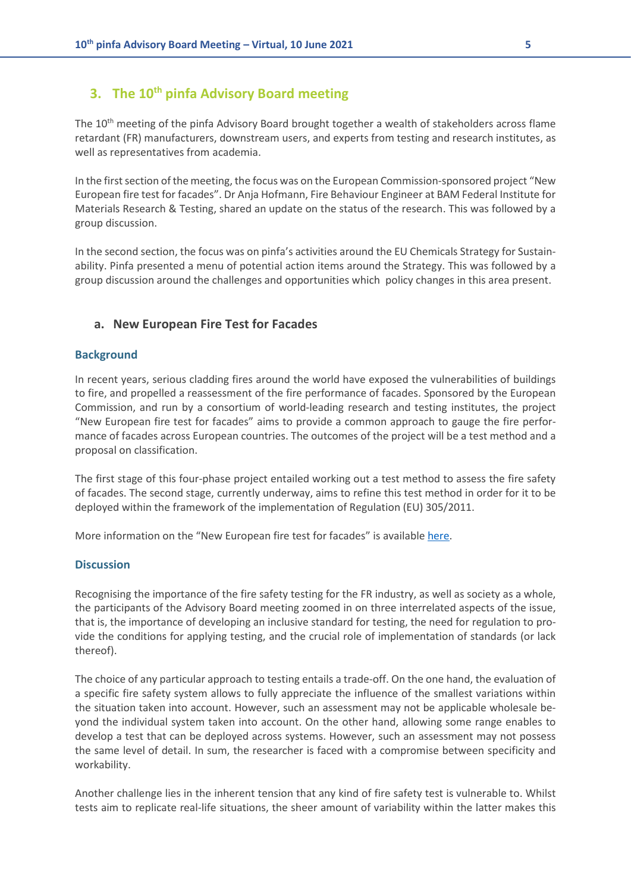## 3. The 10th pinfa Advisory Board meeting

The 10th meeting of the pinfa Advisory Board brought together a wealth of stakeholders across flame retardant (FR) manufacturers, downstream users, and experts from testing and research institutes, as well as representatives from academia.

In the first section of the meeting, the focus was on the European Commission-sponsored project "New European fire test for facades". Dr Anja Hofmann, Fire Behaviour Engineer at BAM Federal Institute for Materials Research & Testing, shared an update on the status of the research. This was followed by a group discussion.

In the second section, the focus was on pinfa's activities around the EU Chemicals Strategy for Sustainability. Pinfa presented a menu of potential action items around the Strategy. This was followed by a group discussion around the challenges and opportunities which policy changes in this area present.

### a. New European Fire Test for Facades

#### Background

In recent years, serious cladding fires around the world have exposed the vulnerabilities of buildings to fire, and propelled a reassessment of the fire performance of facades. Sponsored by the European Commission, and run by a consortium of world-leading research and testing institutes, the project "New European fire test for facades" aims to provide a common approach to gauge the fire performance of facades across European countries. The outcomes of the project will be a test method and a proposal on classification.

The first stage of this four-phase project entailed working out a test method to assess the fire safety of facades. The second stage, currently underway, aims to refine this test method in order for it to be deployed within the framework of the implementation of Regulation (EU) 305/2011.

More information on the "New European fire test for facades" is available here.

#### Discussion

Recognising the importance of the fire safety testing for the FR industry, as well as society as a whole, the participants of the Advisory Board meeting zoomed in on three interrelated aspects of the issue, that is, the importance of developing an inclusive standard for testing, the need for regulation to provide the conditions for applying testing, and the crucial role of implementation of standards (or lack thereof).

The choice of any particular approach to testing entails a trade-off. On the one hand, the evaluation of a specific fire safety system allows to fully appreciate the influence of the smallest variations within the situation taken into account. However, such an assessment may not be applicable wholesale beyond the individual system taken into account. On the other hand, allowing some range enables to develop a test that can be deployed across systems. However, such an assessment may not possess the same level of detail. In sum, the researcher is faced with a compromise between specificity and workability.

Another challenge lies in the inherent tension that any kind of fire safety test is vulnerable to. Whilst tests aim to replicate real-life situations, the sheer amount of variability within the latter makes this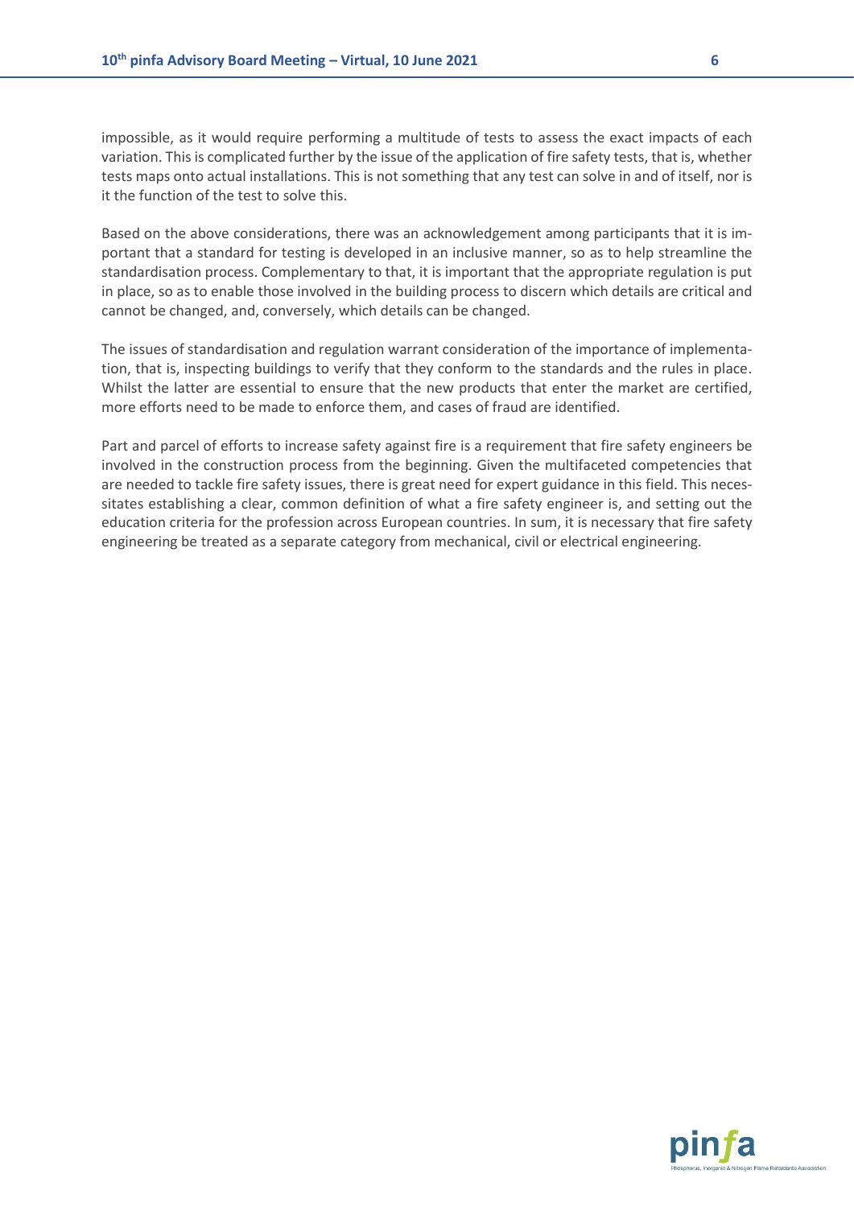impossible, as it would require performing a multitude of tests to assess the exact impacts of each variation. This is complicated further by the issue of the application of fire safety tests, that is, whether tests maps onto actual installations. This is not something that any test can solve in and of itself, nor is it the function of the test to solve this.

Based on the above considerations, there was an acknowledgement among participants that it is important that a standard for testing is developed in an inclusive manner, so as to help streamline the standardisation process. Complementary to that, it is important that the appropriate regulation is put in place, so as to enable those involved in the building process to discern which details are critical and cannot be changed, and, conversely, which details can be changed.

The issues of standardisation and regulation warrant consideration of the importance of implementation, that is, inspecting buildings to verify that they conform to the standards and the rules in place. Whilst the latter are essential to ensure that the new products that enter the market are certified, more efforts need to be made to enforce them, and cases of fraud are identified.

Part and parcel of efforts to increase safety against fire is a requirement that fire safety engineers be involved in the construction process from the beginning. Given the multifaceted competencies that are needed to tackle fire safety issues, there is great need for expert guidance in this field. This necessitates establishing a clear, common definition of what a fire safety engineer is, and setting out the education criteria for the profession across European countries. In sum, it is necessary that fire safety engineering be treated as a separate category from mechanical, civil or electrical engineering.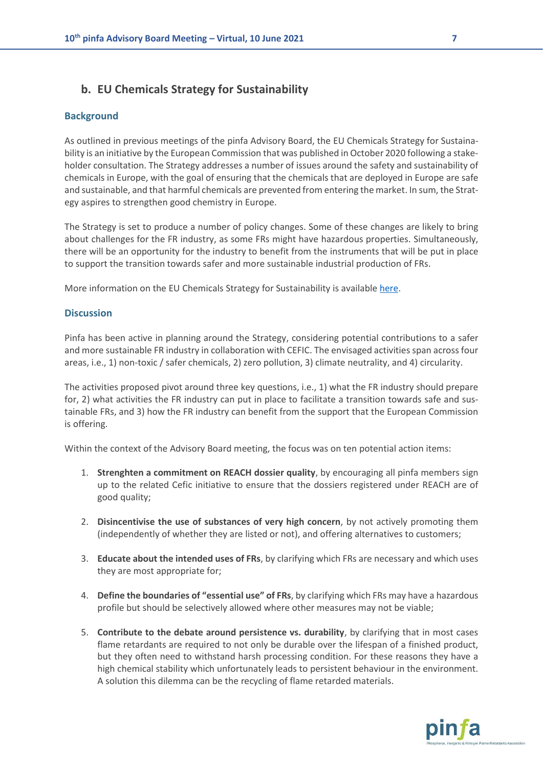## b. EU Chemicals Strategy for Sustainability

### Background

As outlined in previous meetings of the pinfa Advisory Board, the EU Chemicals Strategy for Sustainability is an initiative by the European Commission that was published in October 2020 following a stakeholder consultation. The Strategy addresses a number of issues around the safety and sustainability of chemicals in Europe, with the goal of ensuring that the chemicals that are deployed in Europe are safe and sustainable, and that harmful chemicals are prevented from entering the market. In sum, the Strategy aspires to strengthen good chemistry in Europe.

The Strategy is set to produce a number of policy changes. Some of these changes are likely to bring about challenges for the FR industry, as some FRs might have hazardous properties. Simultaneously, there will be an opportunity for the industry to benefit from the instruments that will be put in place to support the transition towards safer and more sustainable industrial production of FRs.

More information on the EU Chemicals Strategy for Sustainability is available here.

### Discussion

Pinfa has been active in planning around the Strategy, considering potential contributions to a safer and more sustainable FR industry in collaboration with CEFIC. The envisaged activities span across four areas, i.e., 1) non-toxic / safer chemicals, 2) zero pollution, 3) climate neutrality, and 4) circularity.

The activities proposed pivot around three key questions, i.e., 1) what the FR industry should prepare for, 2) what activities the FR industry can put in place to facilitate a transition towards safe and sustainable FRs, and 3) how the FR industry can benefit from the support that the European Commission is offering.

Within the context of the Advisory Board meeting, the focus was on ten potential action items:

1. **Strenghten a commitment on REACH dossier quality**, by encouraging all pinfa members sign up to the related Cefic initiative to ensure that the dossiers registered under REACH are of good quality;

2. **Disincentivise the use of substances of very high concern**, by not actively promoting them (independently of whether they are listed or not), and offering alternatives to customers;

3. **Educate about the intended uses of FRs**, by clarifying which FRs are necessary and which uses they are most appropriate for;

4. **Define the boundaries of "essential use" of FRs**, by clarifying which FRs may have a hazardous profile but should be selectively allowed where other measures may not be viable;

5. **Contribute to the debate around persistence vs. durability**, by clarifying that in most cases flame retardants are required to not only be durable over the lifespan of a finished product, but they often need to withstand harsh processing condition. For these reasons they have a high chemical stability which unfortunately leads to persistent behaviour in the environment. A solution this dilemma can be the recycling of flame retarded materials.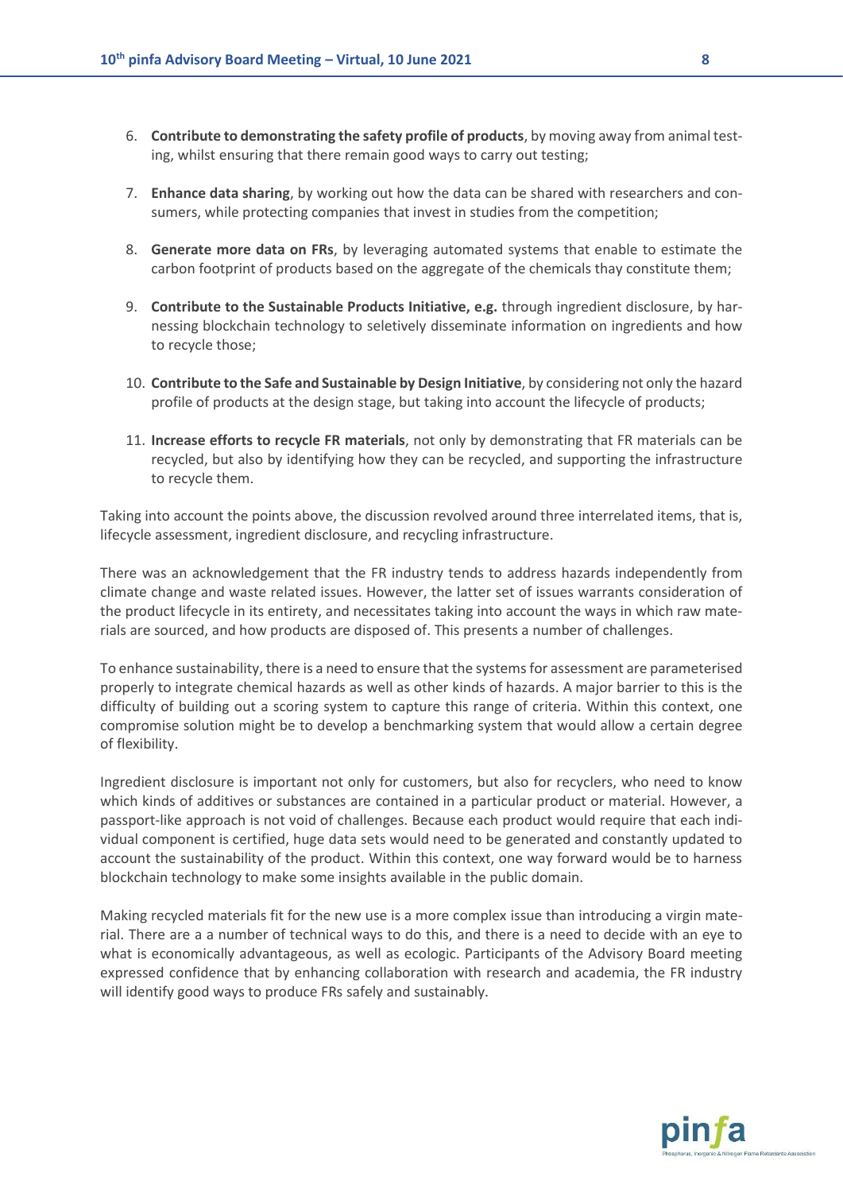6. **Contribute to demonstrating the safety profile of products**, by moving away from animal testing, whilst ensuring that there remain good ways to carry out testing;

7. **Enhance data sharing**, by working out how the data can be shared with researchers and consumers, while protecting companies that invest in studies from the competition;

8. **Generate more data on FRs**, by leveraging automated systems that enable to estimate the carbon footprint of products based on the aggregate of the chemicals thay constitute them;

9. **Contribute to the Sustainable Products Initiative, e.g.** through ingredient disclosure, by harnessing blockchain technology to seletively disseminate information on ingredients and how to recycle those;

10. **Contribute to the Safe and Sustainable by Design Initiative**, by considering not only the hazard profile of products at the design stage, but taking into account the lifecycle of products;

11. **Increase efforts to recycle FR materials**, not only by demonstrating that FR materials can be recycled, but also by identifying how they can be recycled, and supporting the infrastructure to recycle them.

Taking into account the points above, the discussion revolved around three interrelated items, that is, lifecycle assessment, ingredient disclosure, and recycling infrastructure.

There was an acknowledgement that the FR industry tends to address hazards independently from climate change and waste related issues. However, the latter set of issues warrants consideration of the product lifecycle in its entirety, and necessitates taking into account the ways in which raw materials are sourced, and how products are disposed of. This presents a number of challenges.

To enhance sustainability, there is a need to ensure that the systems for assessment are parameterised properly to integrate chemical hazards as well as other kinds of hazards. A major barrier to this is the difficulty of building out a scoring system to capture this range of criteria. Within this context, one compromise solution might be to develop a benchmarking system that would allow a certain degree of flexibility.

Ingredient disclosure is important not only for customers, but also for recyclers, who need to know which kinds of additives or substances are contained in a particular product or material. However, a passport-like approach is not void of challenges. Because each product would require that each individual component is certified, huge data sets would need to be generated and constantly updated to account the sustainability of the product. Within this context, one way forward would be to harness blockchain technology to make some insights available in the public domain.

Making recycled materials fit for the new use is a more complex issue than introducing a virgin material. There are a a number of technical ways to do this, and there is a need to decide with an eye to what is economically advantageous, as well as ecologic. Participants of the Advisory Board meeting expressed confidence that by enhancing collaboration with research and academia, the FR industry will identify good ways to produce FRs safely and sustainably.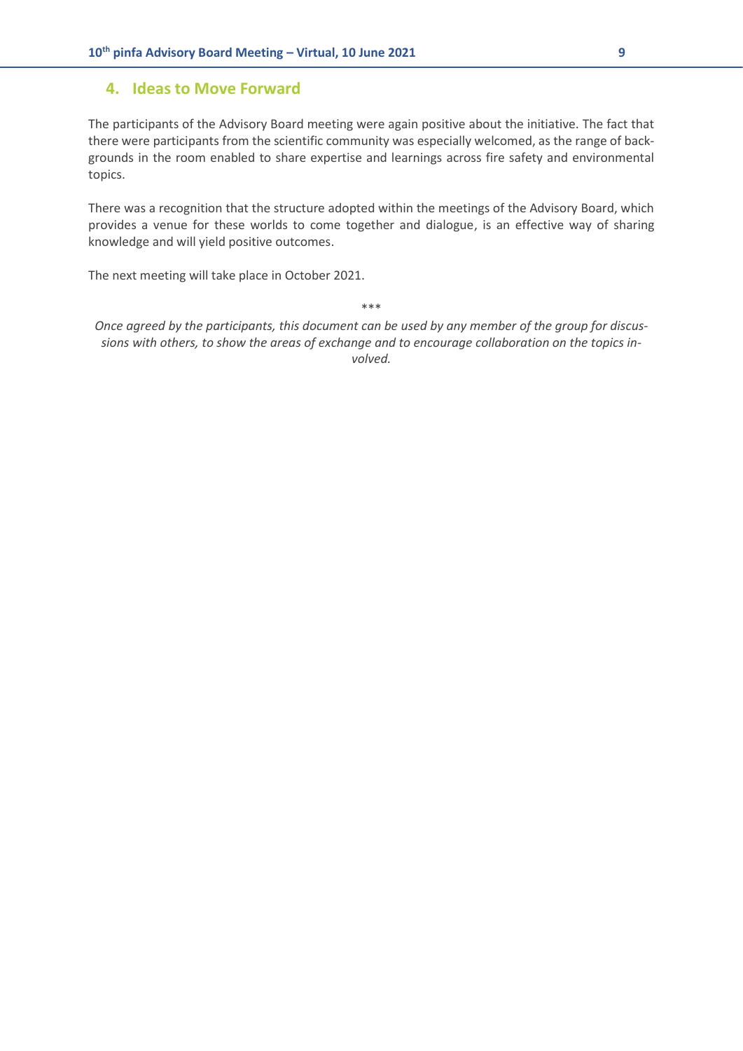## 4. Ideas to Move Forward

The participants of the Advisory Board meeting were again positive about the initiative. The fact that there were participants from the scientific community was especially welcomed, as the range of backgrounds in the room enabled to share expertise and learnings across fire safety and environmental topics.

There was a recognition that the structure adopted within the meetings of the Advisory Board, which provides a venue for these worlds to come together and dialogue, is an effective way of sharing knowledge and will yield positive outcomes.

The next meeting will take place in October 2021.

***

*Once agreed by the participants, this document can be used by any member of the group for discussions with others, to show the areas of exchange and to encourage collaboration on the topics involved.*